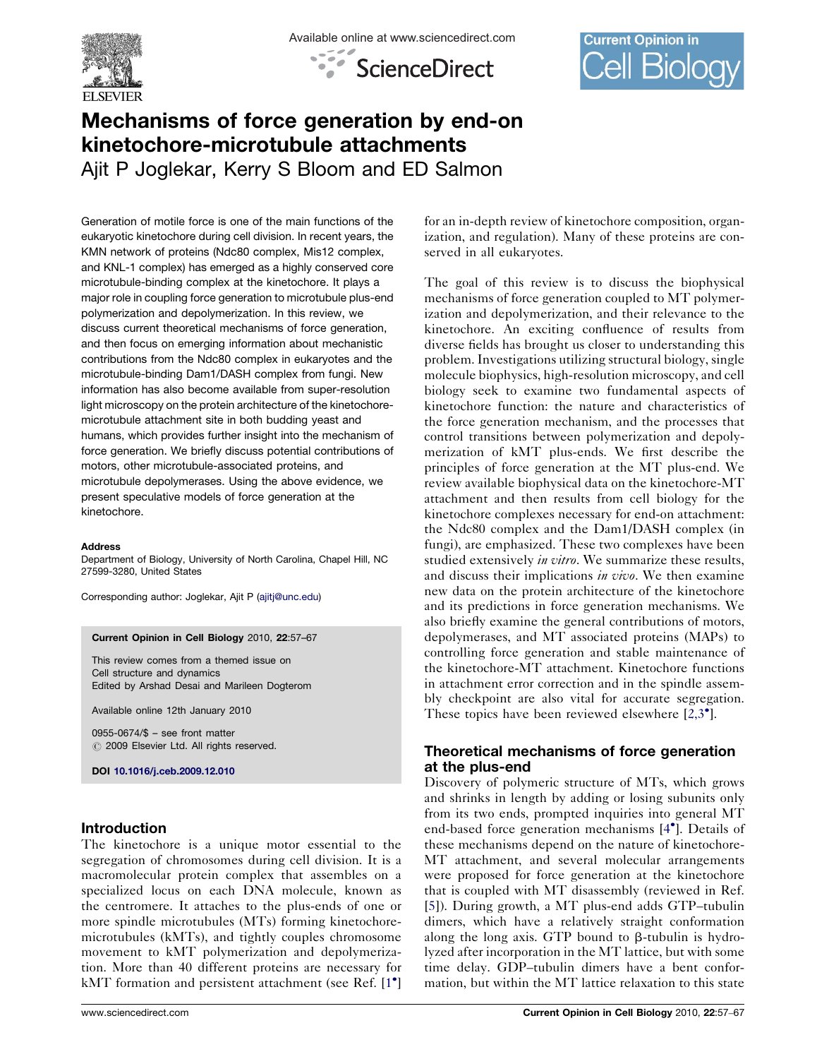# Mechanisms of force generation by end-on kinetochore-microtubule attachments

Ajit P Joglekar, Kerry S Bloom and ED Salmon

Generation of motile force is one of the main functions of the eukaryotic kinetochore during cell division. In recent years, the KMN network of proteins (Ndc80 complex, Mis12 complex, and KNL-1 complex) has emerged as a highly conserved core microtubule-binding complex at the kinetochore. It plays a major role in coupling force generation to microtubule plus-end polymerization and depolymerization. In this review, we discuss current theoretical mechanisms of force generation, and then focus on emerging information about mechanistic contributions from the Ndc80 complex in eukaryotes and the microtubule-binding Dam1/DASH complex from fungi. New information has also become available from super-resolution light microscopy on the protein architecture of the kinetochore-microtubule attachment site in both budding yeast and humans, which provides further insight into the mechanism of force generation. We briefly discuss potential contributions of motors, other microtubule-associated proteins, and microtubule depolymerases. Using the above evidence, we present speculative models of force generation at the kinetochore.

**Address**
Department of Biology, University of North Carolina, Chapel Hill, NC 27599-3280, United States

Corresponding author: Joglekar, Ajit P (ajitj@unc.edu)

**Current Opinion in Cell Biology** 2010, **22**:57–67

This review comes from a themed issue on
Cell structure and dynamics
Edited by Arshad Desai and Marileen Dogterom

Available online 12th January 2010

0955-0674/$ – see front matter
© 2009 Elsevier Ltd. All rights reserved.

**DOI** 10.1016/j.ceb.2009.12.010

## Introduction

The kinetochore is a unique motor essential to the segregation of chromosomes during cell division. It is a macromolecular protein complex that assembles on a specialized locus on each DNA molecule, known as the centromere. It attaches to the plus-ends of one or more spindle microtubules (MTs) forming kinetochore-microtubules (kMTs), and tightly couples chromosome movement to kMT polymerization and depolymerization. More than 40 different proteins are necessary for kMT formation and persistent attachment (see Ref. [1•] for an in-depth review of kinetochore composition, organization, and regulation). Many of these proteins are conserved in all eukaryotes.

The goal of this review is to discuss the biophysical mechanisms of force generation coupled to MT polymerization and depolymerization, and their relevance to the kinetochore. An exciting confluence of results from diverse fields has brought us closer to understanding this problem. Investigations utilizing structural biology, single molecule biophysics, high-resolution microscopy, and cell biology seek to examine two fundamental aspects of kinetochore function: the nature and characteristics of the force generation mechanism, and the processes that control transitions between polymerization and depolymerization of kMT plus-ends. We first describe the principles of force generation at the MT plus-end. We review available biophysical data on the kinetochore-MT attachment and then results from cell biology for the kinetochore complexes necessary for end-on attachment: the Ndc80 complex and the Dam1/DASH complex (in fungi), are emphasized. These two complexes have been studied extensively *in vitro*. We summarize these results, and discuss their implications *in vivo*. We then examine new data on the protein architecture of the kinetochore and its predictions in force generation mechanisms. We also briefly examine the general contributions of motors, depolymerases, and MT associated proteins (MAPs) to controlling force generation and stable maintenance of the kinetochore-MT attachment. Kinetochore functions in attachment error correction and in the spindle assembly checkpoint are also vital for accurate segregation. These topics have been reviewed elsewhere [2,3•].

## Theoretical mechanisms of force generation at the plus-end

Discovery of polymeric structure of MTs, which grows and shrinks in length by adding or losing subunits only from its two ends, prompted inquiries into general MT end-based force generation mechanisms [4•]. Details of these mechanisms depend on the nature of kinetochore-MT attachment, and several molecular arrangements were proposed for force generation at the kinetochore that is coupled with MT disassembly (reviewed in Ref. [5]). During growth, a MT plus-end adds GTP–tubulin dimers, which have a relatively straight conformation along the long axis. GTP bound to β-tubulin is hydrolyzed after incorporation in the MT lattice, but with some time delay. GDP–tubulin dimers have a bent conformation, but within the MT lattice relaxation to this state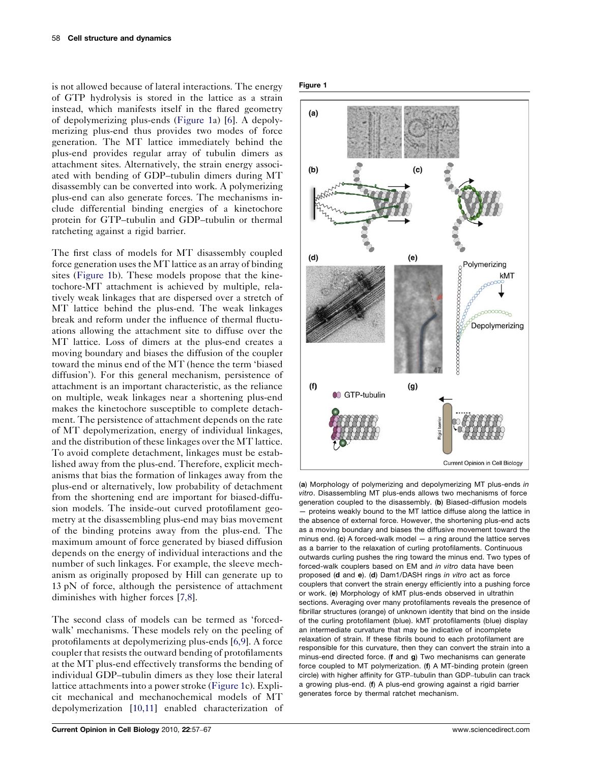is not allowed because of lateral interactions. The energy of GTP hydrolysis is stored in the lattice as a strain instead, which manifests itself in the flared geometry of depolymerizing plus-ends (Figure 1a) [6]. A depolymerizing plus-end thus provides two modes of force generation. The MT lattice immediately behind the plus-end provides regular array of tubulin dimers as attachment sites. Alternatively, the strain energy associated with bending of GDP–tubulin dimers during MT disassembly can be converted into work. A polymerizing plus-end can also generate forces. The mechanisms include differential binding energies of a kinetochore protein for GTP–tubulin and GDP–tubulin or thermal ratcheting against a rigid barrier.

The first class of models for MT disassembly coupled force generation uses the MT lattice as an array of binding sites (Figure 1b). These models propose that the kinetochore-MT attachment is achieved by multiple, relatively weak linkages that are dispersed over a stretch of MT lattice behind the plus-end. The weak linkages break and reform under the influence of thermal fluctuations allowing the attachment site to diffuse over the MT lattice. Loss of dimers at the plus-end creates a moving boundary and biases the diffusion of the coupler toward the minus end of the MT (hence the term 'biased diffusion'). For this general mechanism, persistence of attachment is an important characteristic, as the reliance on multiple, weak linkages near a shortening plus-end makes the kinetochore susceptible to complete detachment. The persistence of attachment depends on the rate of MT depolymerization, energy of individual linkages, and the distribution of these linkages over the MT lattice. To avoid complete detachment, linkages must be established away from the plus-end. Therefore, explicit mechanisms that bias the formation of linkages away from the plus-end or alternatively, low probability of detachment from the shortening end are important for biased-diffusion models. The inside-out curved protofilament geometry at the disassembling plus-end may bias movement of the binding proteins away from the plus-end. The maximum amount of force generated by biased diffusion depends on the energy of individual interactions and the number of such linkages. For example, the sleeve mechanism as originally proposed by Hill can generate up to 13 pN of force, although the persistence of attachment diminishes with higher forces [7,8].

The second class of models can be termed as 'forced-walk' mechanisms. These models rely on the peeling of protofilaments at depolymerizing plus-ends [6,9]. A force coupler that resists the outward bending of protofilaments at the MT plus-end effectively transforms the bending of individual GDP–tubulin dimers as they lose their lateral lattice attachments into a power stroke (Figure 1c). Explicit mechanical and mechanochemical models of MT depolymerization [10,11] enabled characterization of

**Figure 1**

(**a**) Morphology of polymerizing and depolymerizing MT plus-ends *in vitro*. Disassembling MT plus-ends allows two mechanisms of force generation coupled to the disassembly. (**b**) Biased-diffusion models — proteins weakly bound to the MT lattice diffuse along the lattice in the absence of external force. However, the shortening plus-end acts as a moving boundary and biases the diffusive movement toward the minus end. (**c**) A forced-walk model — a ring around the lattice serves as a barrier to the relaxation of curling protofilaments. Continuous outwards curling pushes the ring toward the minus end. Two types of forced-walk couplers based on EM and *in vitro* data have been proposed (**d** and **e**). (**d**) Dam1/DASH rings *in vitro* act as force couplers that convert the strain energy efficiently into a pushing force or work. (**e**) Morphology of kMT plus-ends observed in ultrathin sections. Averaging over many protofilaments reveals the presence of fibrillar structures (orange) of unknown identity that bind on the inside of the curling protofilament (blue). kMT protofilaments (blue) display an intermediate curvature that may be indicative of incomplete relaxation of strain. If these fibrils bound to each protofilament are responsible for this curvature, then they can convert the strain into a minus-end directed force. (**f** and **g**) Two mechanisms can generate force coupled to MT polymerization. (**f**) A MT-binding protein (green circle) with higher affinity for GTP–tubulin than GDP–tubulin can track a growing plus-end. (**f**) A plus-end growing against a rigid barrier generates force by thermal ratchet mechanism.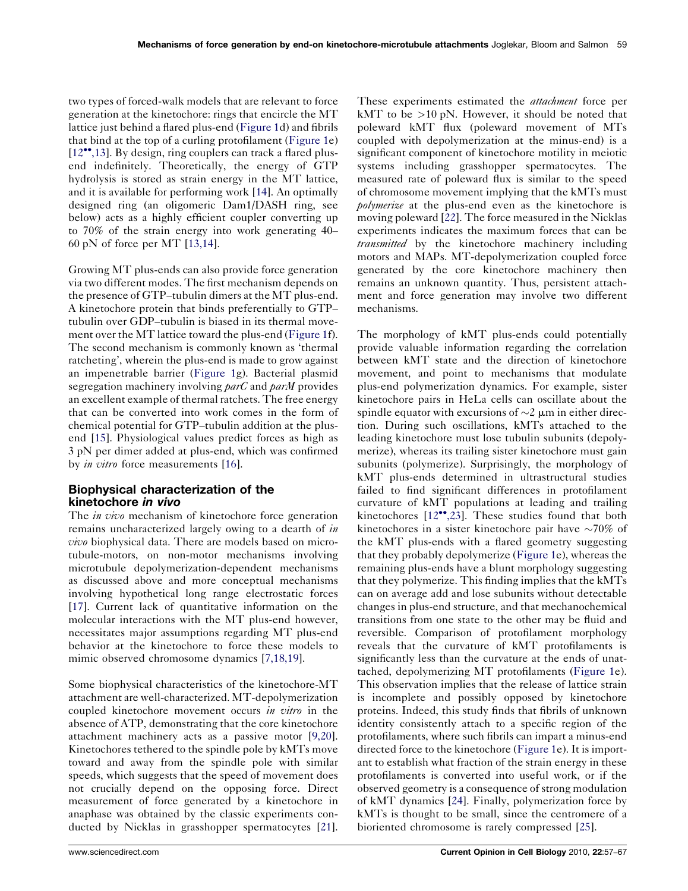two types of forced-walk models that are relevant to force generation at the kinetochore: rings that encircle the MT lattice just behind a flared plus-end (Figure 1d) and fibrils that bind at the top of a curling protofilament (Figure 1e) [12••,13]. By design, ring couplers can track a flared plus-end indefinitely. Theoretically, the energy of GTP hydrolysis is stored as strain energy in the MT lattice, and it is available for performing work [14]. An optimally designed ring (an oligomeric Dam1/DASH ring, see below) acts as a highly efficient coupler converting up to 70% of the strain energy into work generating 40–60 pN of force per MT [13,14].

Growing MT plus-ends can also provide force generation via two different modes. The first mechanism depends on the presence of GTP–tubulin dimers at the MT plus-end. A kinetochore protein that binds preferentially to GTP–tubulin over GDP–tubulin is biased in its thermal movement over the MT lattice toward the plus-end (Figure 1f). The second mechanism is commonly known as 'thermal ratcheting', wherein the plus-end is made to grow against an impenetrable barrier (Figure 1g). Bacterial plasmid segregation machinery involving *parC* and *parM* provides an excellent example of thermal ratchets. The free energy that can be converted into work comes in the form of chemical potential for GTP–tubulin addition at the plus-end [15]. Physiological values predict forces as high as 3 pN per dimer added at plus-end, which was confirmed by *in vitro* force measurements [16].

## Biophysical characterization of the kinetochore *in vivo*

The *in vivo* mechanism of kinetochore force generation remains uncharacterized largely owing to a dearth of *in vivo* biophysical data. There are models based on microtubule-motors, on non-motor mechanisms involving microtubule depolymerization-dependent mechanisms as discussed above and more conceptual mechanisms involving hypothetical long range electrostatic forces [17]. Current lack of quantitative information on the molecular interactions with the MT plus-end however, necessitates major assumptions regarding MT plus-end behavior at the kinetochore to force these models to mimic observed chromosome dynamics [7,18,19].

Some biophysical characteristics of the kinetochore-MT attachment are well-characterized. MT-depolymerization coupled kinetochore movement occurs *in vitro* in the absence of ATP, demonstrating that the core kinetochore attachment machinery acts as a passive motor [9,20]. Kinetochores tethered to the spindle pole by kMTs move toward and away from the spindle pole with similar speeds, which suggests that the speed of movement does not crucially depend on the opposing force. Direct measurement of force generated by a kinetochore in anaphase was obtained by the classic experiments conducted by Nicklas in grasshopper spermatocytes [21]. These experiments estimated the *attachment* force per kMT to be >10 pN. However, it should be noted that poleward kMT flux (poleward movement of MTs coupled with depolymerization at the minus-end) is a significant component of kinetochore motility in meiotic systems including grasshopper spermatocytes. The measured rate of poleward flux is similar to the speed of chromosome movement implying that the kMTs must *polymerize* at the plus-end even as the kinetochore is moving poleward [22]. The force measured in the Nicklas experiments indicates the maximum forces that can be *transmitted* by the kinetochore machinery including motors and MAPs. MT-depolymerization coupled force generated by the core kinetochore machinery then remains an unknown quantity. Thus, persistent attachment and force generation may involve two different mechanisms.

The morphology of kMT plus-ends could potentially provide valuable information regarding the correlation between kMT state and the direction of kinetochore movement, and point to mechanisms that modulate plus-end polymerization dynamics. For example, sister kinetochore pairs in HeLa cells can oscillate about the spindle equator with excursions of ~2 μm in either direction. During such oscillations, kMTs attached to the leading kinetochore must lose tubulin subunits (depolymerize), whereas its trailing sister kinetochore must gain subunits (polymerize). Surprisingly, the morphology of kMT plus-ends determined in ultrastructural studies failed to find significant differences in protofilament curvature of kMT populations at leading and trailing kinetochores [12••,23]. These studies found that both kinetochores in a sister kinetochore pair have ~70% of the kMT plus-ends with a flared geometry suggesting that they probably depolymerize (Figure 1e), whereas the remaining plus-ends have a blunt morphology suggesting that they polymerize. This finding implies that the kMTs can on average add and lose subunits without detectable changes in plus-end structure, and that mechanochemical transitions from one state to the other may be fluid and reversible. Comparison of protofilament morphology reveals that the curvature of kMT protofilaments is significantly less than the curvature at the ends of unattached, depolymerizing MT protofilaments (Figure 1e). This observation implies that the release of lattice strain is incomplete and possibly opposed by kinetochore proteins. Indeed, this study finds that fibrils of unknown identity consistently attach to a specific region of the protofilaments, where such fibrils can impart a minus-end directed force to the kinetochore (Figure 1e). It is important to establish what fraction of the strain energy in these protofilaments is converted into useful work, or if the observed geometry is a consequence of strong modulation of kMT dynamics [24]. Finally, polymerization force by kMTs is thought to be small, since the centromere of a bioriented chromosome is rarely compressed [25].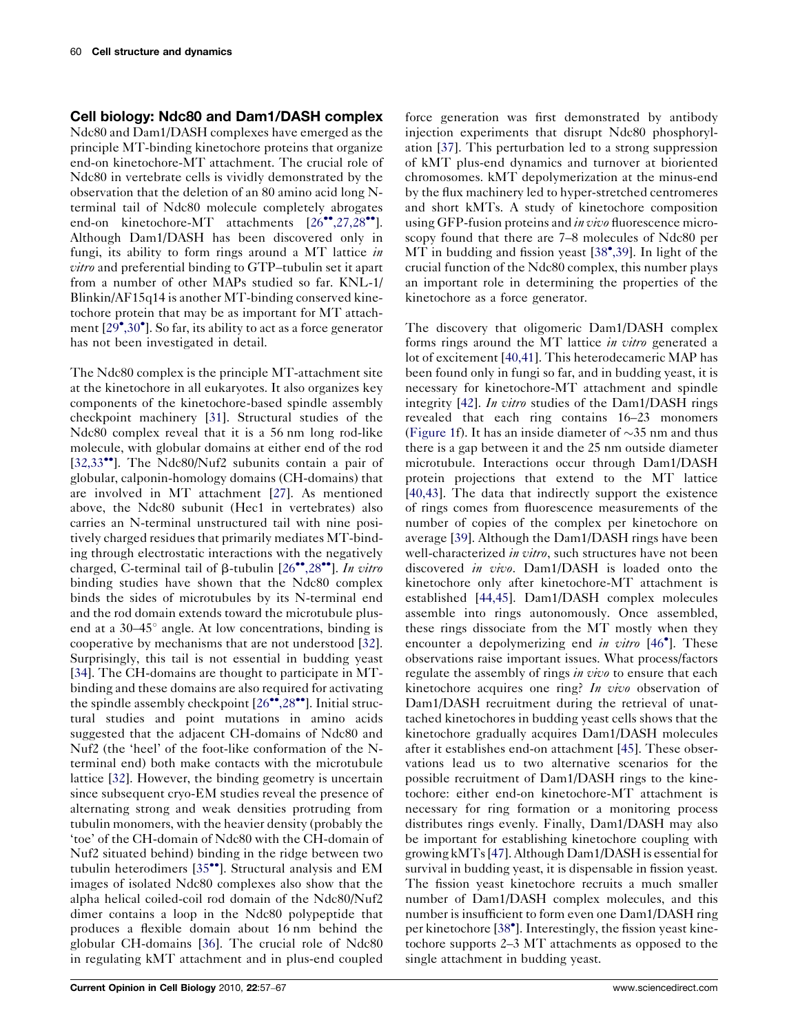## Cell biology: Ndc80 and Dam1/DASH complex

Ndc80 and Dam1/DASH complexes have emerged as the principle MT-binding kinetochore proteins that organize end-on kinetochore-MT attachment. The crucial role of Ndc80 in vertebrate cells is vividly demonstrated by the observation that the deletion of an 80 amino acid long N-terminal tail of Ndc80 molecule completely abrogates end-on kinetochore-MT attachments [26••,27,28••]. Although Dam1/DASH has been discovered only in fungi, its ability to form rings around a MT lattice *in vitro* and preferential binding to GTP–tubulin set it apart from a number of other MAPs studied so far. KNL-1/Blinkin/AF15q14 is another MT-binding conserved kinetochore protein that may be as important for MT attachment [29•,30•]. So far, its ability to act as a force generator has not been investigated in detail.

The Ndc80 complex is the principle MT-attachment site at the kinetochore in all eukaryotes. It also organizes key components of the kinetochore-based spindle assembly checkpoint machinery [31]. Structural studies of the Ndc80 complex reveal that it is a 56 nm long rod-like molecule, with globular domains at either end of the rod [32,33••]. The Ndc80/Nuf2 subunits contain a pair of globular, calponin-homology domains (CH-domains) that are involved in MT attachment [27]. As mentioned above, the Ndc80 subunit (Hec1 in vertebrates) also carries an N-terminal unstructured tail with nine positively charged residues that primarily mediates MT-binding through electrostatic interactions with the negatively charged, C-terminal tail of β-tubulin [26••,28••]. *In vitro* binding studies have shown that the Ndc80 complex binds the sides of microtubules by its N-terminal end and the rod domain extends toward the microtubule plus-end at a 30–45° angle. At low concentrations, binding is cooperative by mechanisms that are not understood [32]. Surprisingly, this tail is not essential in budding yeast [34]. The CH-domains are thought to participate in MT-binding and these domains are also required for activating the spindle assembly checkpoint [26••,28••]. Initial structural studies and point mutations in amino acids suggested that the adjacent CH-domains of Ndc80 and Nuf2 (the 'heel' of the foot-like conformation of the N-terminal end) both make contacts with the microtubule lattice [32]. However, the binding geometry is uncertain since subsequent cryo-EM studies reveal the presence of alternating strong and weak densities protruding from tubulin monomers, with the heavier density (probably the 'toe' of the CH-domain of Ndc80 with the CH-domain of Nuf2 situated behind) binding in the ridge between two tubulin heterodimers [35••]. Structural analysis and EM images of isolated Ndc80 complexes also show that the alpha helical coiled-coil rod domain of the Ndc80/Nuf2 dimer contains a loop in the Ndc80 polypeptide that produces a flexible domain about 16 nm behind the globular CH-domains [36]. The crucial role of Ndc80 in regulating kMT attachment and in plus-end coupled force generation was first demonstrated by antibody injection experiments that disrupt Ndc80 phosphorylation [37]. This perturbation led to a strong suppression of kMT plus-end dynamics and turnover at bioriented chromosomes. kMT depolymerization at the minus-end by the flux machinery led to hyper-stretched centromeres and short kMTs. A study of kinetochore composition using GFP-fusion proteins and *in vivo* fluorescence microscopy found that there are 7–8 molecules of Ndc80 per MT in budding and fission yeast [38•,39]. In light of the crucial function of the Ndc80 complex, this number plays an important role in determining the properties of the kinetochore as a force generator.

The discovery that oligomeric Dam1/DASH complex forms rings around the MT lattice *in vitro* generated a lot of excitement [40,41]. This heterodecameric MAP has been found only in fungi so far, and in budding yeast, it is necessary for kinetochore-MT attachment and spindle integrity [42]. *In vitro* studies of the Dam1/DASH rings revealed that each ring contains 16–23 monomers (Figure 1f). It has an inside diameter of ∼35 nm and thus there is a gap between it and the 25 nm outside diameter microtubule. Interactions occur through Dam1/DASH protein projections that extend to the MT lattice [40,43]. The data that indirectly support the existence of rings comes from fluorescence measurements of the number of copies of the complex per kinetochore on average [39]. Although the Dam1/DASH rings have been well-characterized *in vitro*, such structures have not been discovered *in vivo*. Dam1/DASH is loaded onto the kinetochore only after kinetochore-MT attachment is established [44,45]. Dam1/DASH complex molecules assemble into rings autonomously. Once assembled, these rings dissociate from the MT mostly when they encounter a depolymerizing end *in vitro* [46•]. These observations raise important issues. What process/factors regulate the assembly of rings *in vivo* to ensure that each kinetochore acquires one ring? *In vivo* observation of Dam1/DASH recruitment during the retrieval of unattached kinetochores in budding yeast cells shows that the kinetochore gradually acquires Dam1/DASH molecules after it establishes end-on attachment [45]. These observations lead us to two alternative scenarios for the possible recruitment of Dam1/DASH rings to the kinetochore: either end-on kinetochore-MT attachment is necessary for ring formation or a monitoring process distributes rings evenly. Finally, Dam1/DASH may also be important for establishing kinetochore coupling with growing kMTs [47]. Although Dam1/DASH is essential for survival in budding yeast, it is dispensable in fission yeast. The fission yeast kinetochore recruits a much smaller number of Dam1/DASH complex molecules, and this number is insufficient to form even one Dam1/DASH ring per kinetochore [38•]. Interestingly, the fission yeast kinetochore supports 2–3 MT attachments as opposed to the single attachment in budding yeast.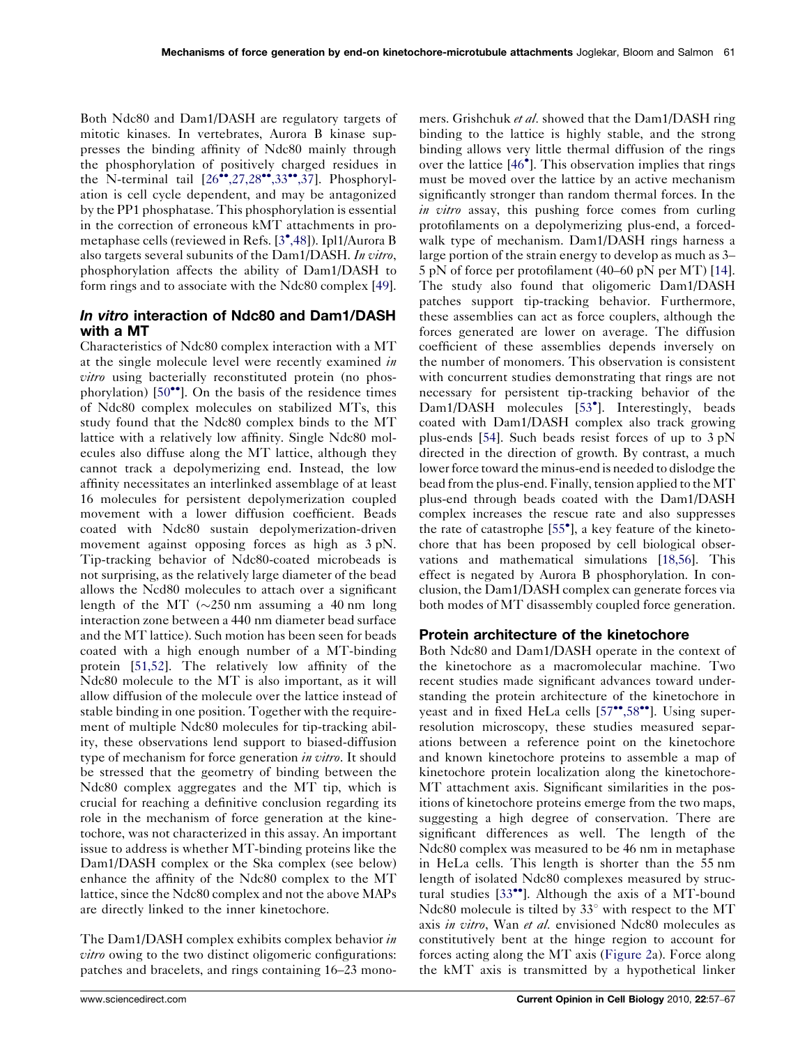Both Ndc80 and Dam1/DASH are regulatory targets of mitotic kinases. In vertebrates, Aurora B kinase suppresses the binding affinity of Ndc80 mainly through the phosphorylation of positively charged residues in the N-terminal tail [26••,27,28••,33••,37]. Phosphorylation is cell cycle dependent, and may be antagonized by the PP1 phosphatase. This phosphorylation is essential in the correction of erroneous kMT attachments in prometaphase cells (reviewed in Refs. [3•,48]). Ipl1/Aurora B also targets several subunits of the Dam1/DASH. *In vitro*, phosphorylation affects the ability of Dam1/DASH to form rings and to associate with the Ndc80 complex [49].

## *In vitro* interaction of Ndc80 and Dam1/DASH with a MT

Characteristics of Ndc80 complex interaction with a MT at the single molecule level were recently examined *in vitro* using bacterially reconstituted protein (no phosphorylation) [50••]. On the basis of the residence times of Ndc80 complex molecules on stabilized MTs, this study found that the Ndc80 complex binds to the MT lattice with a relatively low affinity. Single Ndc80 molecules also diffuse along the MT lattice, although they cannot track a depolymerizing end. Instead, the low affinity necessitates an interlinked assemblage of at least 16 molecules for persistent depolymerization coupled movement with a lower diffusion coefficient. Beads coated with Ndc80 sustain depolymerization-driven movement against opposing forces as high as 3 pN. Tip-tracking behavior of Ndc80-coated microbeads is not surprising, as the relatively large diameter of the bead allows the Ncd80 molecules to attach over a significant length of the MT ($\sim$250 nm assuming a 40 nm long interaction zone between a 440 nm diameter bead surface and the MT lattice). Such motion has been seen for beads coated with a high enough number of a MT-binding protein [51,52]. The relatively low affinity of the Ndc80 molecule to the MT is also important, as it will allow diffusion of the molecule over the lattice instead of stable binding in one position. Together with the requirement of multiple Ndc80 molecules for tip-tracking ability, these observations lend support to biased-diffusion type of mechanism for force generation *in vitro*. It should be stressed that the geometry of binding between the Ndc80 complex aggregates and the MT tip, which is crucial for reaching a definitive conclusion regarding its role in the mechanism of force generation at the kinetochore, was not characterized in this assay. An important issue to address is whether MT-binding proteins like the Dam1/DASH complex or the Ska complex (see below) enhance the affinity of the Ndc80 complex to the MT lattice, since the Ndc80 complex and not the above MAPs are directly linked to the inner kinetochore.

The Dam1/DASH complex exhibits complex behavior *in vitro* owing to the two distinct oligomeric configurations: patches and bracelets, and rings containing 16–23 monomers. Grishchuk *et al.* showed that the Dam1/DASH ring binding to the lattice is highly stable, and the strong binding allows very little thermal diffusion of the rings over the lattice [46•]. This observation implies that rings must be moved over the lattice by an active mechanism significantly stronger than random thermal forces. In the *in vitro* assay, this pushing force comes from curling protofilaments on a depolymerizing plus-end, a forced-walk type of mechanism. Dam1/DASH rings harness a large portion of the strain energy to develop as much as 3–5 pN of force per protofilament (40–60 pN per MT) [14]. The study also found that oligomeric Dam1/DASH patches support tip-tracking behavior. Furthermore, these assemblies can act as force couplers, although the forces generated are lower on average. The diffusion coefficient of these assemblies depends inversely on the number of monomers. This observation is consistent with concurrent studies demonstrating that rings are not necessary for persistent tip-tracking behavior of the Dam1/DASH molecules [53•]. Interestingly, beads coated with Dam1/DASH complex also track growing plus-ends [54]. Such beads resist forces of up to 3 pN directed in the direction of growth. By contrast, a much lower force toward the minus-end is needed to dislodge the bead from the plus-end. Finally, tension applied to the MT plus-end through beads coated with the Dam1/DASH complex increases the rescue rate and also suppresses the rate of catastrophe [55•], a key feature of the kinetochore that has been proposed by cell biological observations and mathematical simulations [18,56]. This effect is negated by Aurora B phosphorylation. In conclusion, the Dam1/DASH complex can generate forces via both modes of MT disassembly coupled force generation.

## Protein architecture of the kinetochore

Both Ndc80 and Dam1/DASH operate in the context of the kinetochore as a macromolecular machine. Two recent studies made significant advances toward understanding the protein architecture of the kinetochore in yeast and in fixed HeLa cells [57••,58••]. Using super-resolution microscopy, these studies measured separations between a reference point on the kinetochore and known kinetochore proteins to assemble a map of kinetochore protein localization along the kinetochore-MT attachment axis. Significant similarities in the positions of kinetochore proteins emerge from the two maps, suggesting a high degree of conservation. There are significant differences as well. The length of the Ndc80 complex was measured to be 46 nm in metaphase in HeLa cells. This length is shorter than the 55 nm length of isolated Ndc80 complexes measured by structural studies [33••]. Although the axis of a MT-bound Ndc80 molecule is tilted by 33° with respect to the MT axis *in vitro*, Wan *et al.* envisioned Ndc80 molecules as constitutively bent at the hinge region to account for forces acting along the MT axis (Figure 2a). Force along the kMT axis is transmitted by a hypothetical linker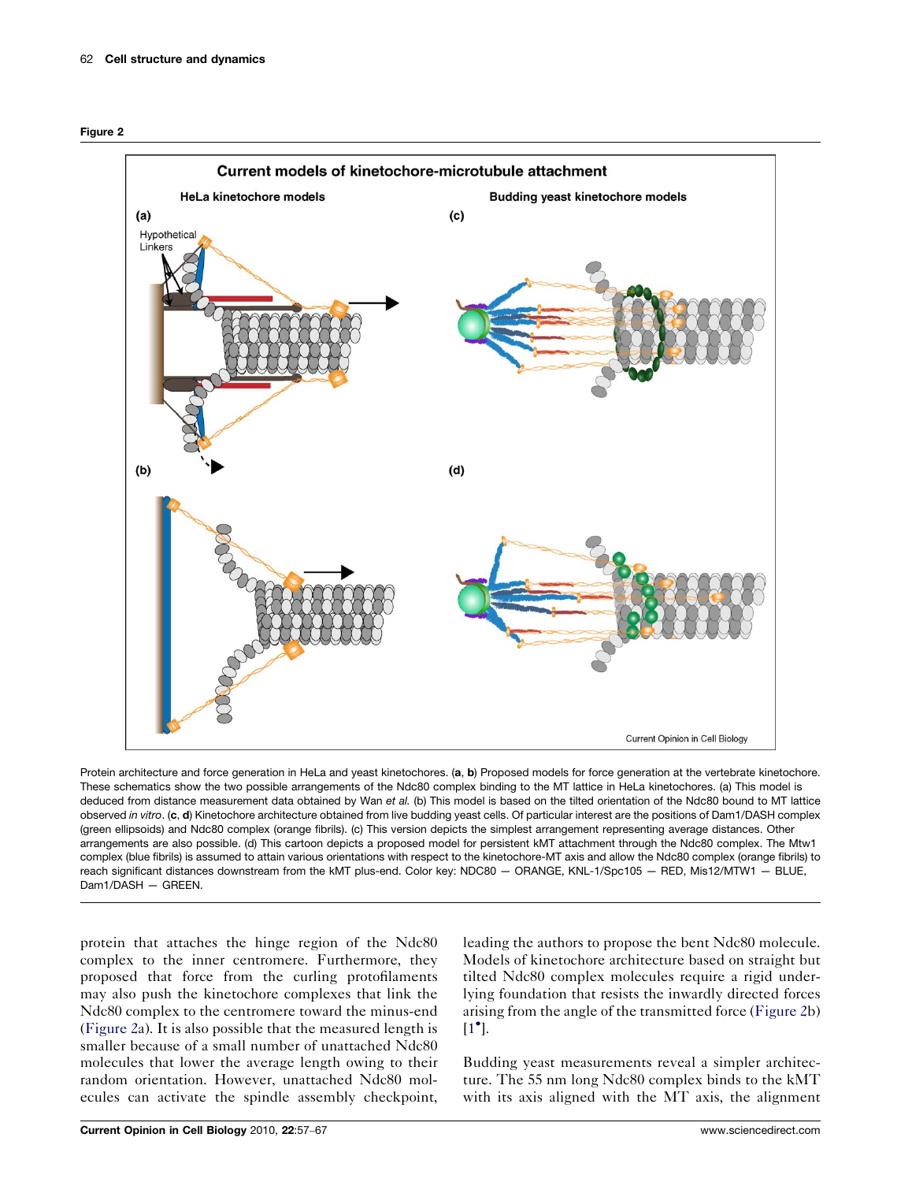**Figure 2**

Protein architecture and force generation in HeLa and yeast kinetochores. (**a**, **b**) Proposed models for force generation at the vertebrate kinetochore. These schematics show the two possible arrangements of the Ndc80 complex binding to the MT lattice in HeLa kinetochores. (a) This model is deduced from distance measurement data obtained by Wan *et al.* (b) This model is based on the tilted orientation of the Ndc80 bound to MT lattice observed *in vitro*. (**c**, **d**) Kinetochore architecture obtained from live budding yeast cells. Of particular interest are the positions of Dam1/DASH complex (green ellipsoids) and Ndc80 complex (orange fibrils). (c) This version depicts the simplest arrangement representing average distances. Other arrangements are also possible. (d) This cartoon depicts a proposed model for persistent kMT attachment through the Ndc80 complex. The Mtw1 complex (blue fibrils) is assumed to attain various orientations with respect to the kinetochore-MT axis and allow the Ndc80 complex (orange fibrils) to reach significant distances downstream from the kMT plus-end. Color key: NDC80 — ORANGE, KNL-1/Spc105 — RED, Mis12/MTW1 — BLUE, Dam1/DASH — GREEN.

protein that attaches the hinge region of the Ndc80 complex to the inner centromere. Furthermore, they proposed that force from the curling protofilaments may also push the kinetochore complexes that link the Ndc80 complex to the centromere toward the minus-end (Figure 2a). It is also possible that the measured length is smaller because of a small number of unattached Ndc80 molecules that lower the average length owing to their random orientation. However, unattached Ndc80 molecules can activate the spindle assembly checkpoint, leading the authors to propose the bent Ndc80 molecule. Models of kinetochore architecture based on straight but tilted Ndc80 complex molecules require a rigid underlying foundation that resists the inwardly directed forces arising from the angle of the transmitted force (Figure 2b) [1•].

Budding yeast measurements reveal a simpler architecture. The 55 nm long Ndc80 complex binds to the kMT with its axis aligned with the MT axis, the alignment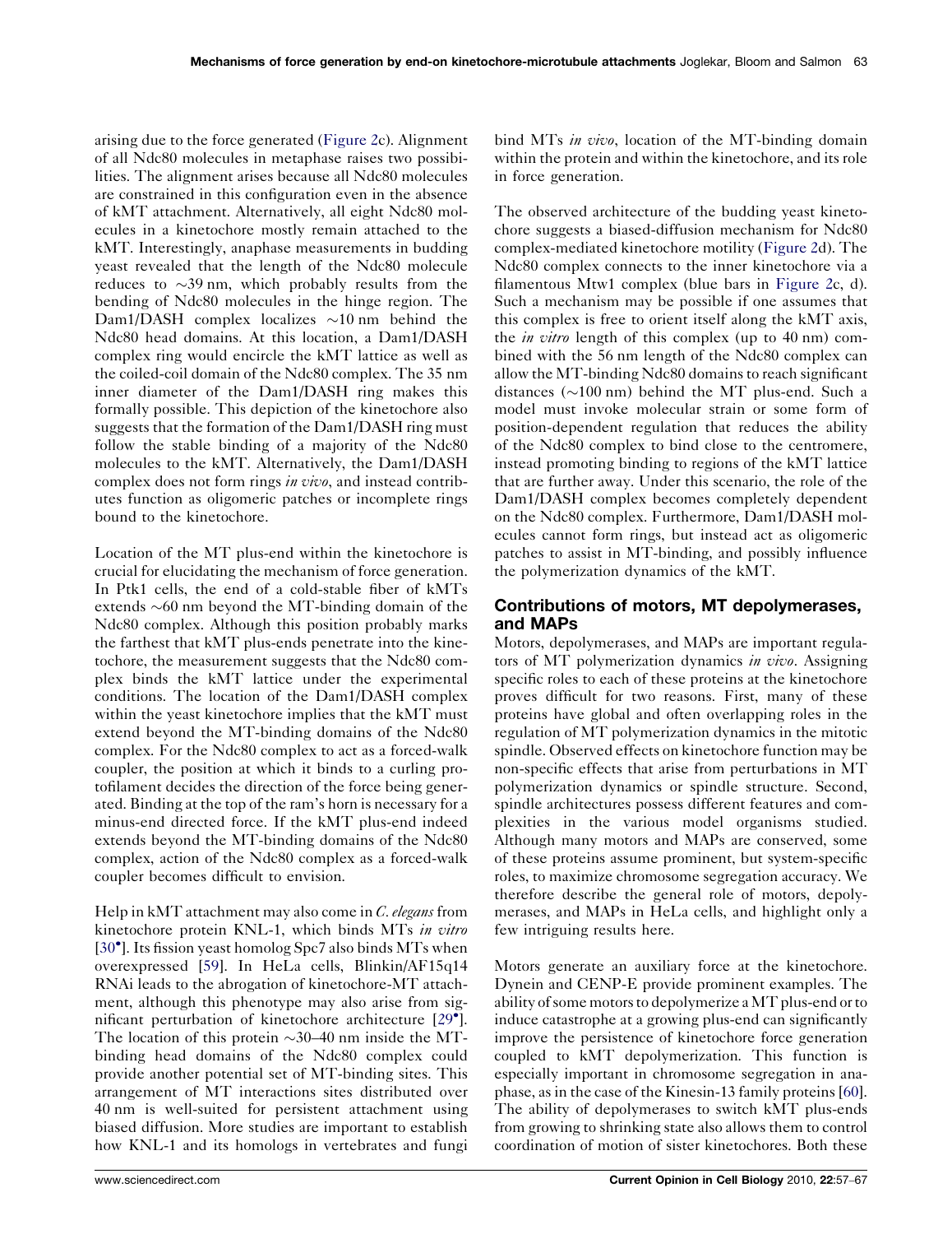arising due to the force generated (Figure 2c). Alignment of all Ndc80 molecules in metaphase raises two possibilities. The alignment arises because all Ndc80 molecules are constrained in this configuration even in the absence of kMT attachment. Alternatively, all eight Ndc80 molecules in a kinetochore mostly remain attached to the kMT. Interestingly, anaphase measurements in budding yeast revealed that the length of the Ndc80 molecule reduces to ~39 nm, which probably results from the bending of Ndc80 molecules in the hinge region. The Dam1/DASH complex localizes ~10 nm behind the Ndc80 head domains. At this location, a Dam1/DASH complex ring would encircle the kMT lattice as well as the coiled-coil domain of the Ndc80 complex. The 35 nm inner diameter of the Dam1/DASH ring makes this formally possible. This depiction of the kinetochore also suggests that the formation of the Dam1/DASH ring must follow the stable binding of a majority of the Ndc80 molecules to the kMT. Alternatively, the Dam1/DASH complex does not form rings *in vivo*, and instead contributes function as oligomeric patches or incomplete rings bound to the kinetochore.

Location of the MT plus-end within the kinetochore is crucial for elucidating the mechanism of force generation. In Ptk1 cells, the end of a cold-stable fiber of kMTs extends ~60 nm beyond the MT-binding domain of the Ndc80 complex. Although this position probably marks the farthest that kMT plus-ends penetrate into the kinetochore, the measurement suggests that the Ndc80 complex binds the kMT lattice under the experimental conditions. The location of the Dam1/DASH complex within the yeast kinetochore implies that the kMT must extend beyond the MT-binding domains of the Ndc80 complex. For the Ndc80 complex to act as a forced-walk coupler, the position at which it binds to a curling protofilament decides the direction of the force being generated. Binding at the top of the ram's horn is necessary for a minus-end directed force. If the kMT plus-end indeed extends beyond the MT-binding domains of the Ndc80 complex, action of the Ndc80 complex as a forced-walk coupler becomes difficult to envision.

Help in kMT attachment may also come in *C. elegans* from kinetochore protein KNL-1, which binds MTs *in vitro* [30•]. Its fission yeast homolog Spc7 also binds MTs when overexpressed [59]. In HeLa cells, Blinkin/AF15q14 RNAi leads to the abrogation of kinetochore-MT attachment, although this phenotype may also arise from significant perturbation of kinetochore architecture [29•]. The location of this protein ~30–40 nm inside the MT-binding head domains of the Ndc80 complex could provide another potential set of MT-binding sites. This arrangement of MT interactions sites distributed over 40 nm is well-suited for persistent attachment using biased diffusion. More studies are important to establish how KNL-1 and its homologs in vertebrates and fungi bind MTs *in vivo*, location of the MT-binding domain within the protein and within the kinetochore, and its role in force generation.

The observed architecture of the budding yeast kinetochore suggests a biased-diffusion mechanism for Ndc80 complex-mediated kinetochore motility (Figure 2d). The Ndc80 complex connects to the inner kinetochore via a filamentous Mtw1 complex (blue bars in Figure 2c, d). Such a mechanism may be possible if one assumes that this complex is free to orient itself along the kMT axis, the *in vitro* length of this complex (up to 40 nm) combined with the 56 nm length of the Ndc80 complex can allow the MT-binding Ndc80 domains to reach significant distances (~100 nm) behind the MT plus-end. Such a model must invoke molecular strain or some form of position-dependent regulation that reduces the ability of the Ndc80 complex to bind close to the centromere, instead promoting binding to regions of the kMT lattice that are further away. Under this scenario, the role of the Dam1/DASH complex becomes completely dependent on the Ndc80 complex. Furthermore, Dam1/DASH molecules cannot form rings, but instead act as oligomeric patches to assist in MT-binding, and possibly influence the polymerization dynamics of the kMT.

## Contributions of motors, MT depolymerases, and MAPs

Motors, depolymerases, and MAPs are important regulators of MT polymerization dynamics *in vivo*. Assigning specific roles to each of these proteins at the kinetochore proves difficult for two reasons. First, many of these proteins have global and often overlapping roles in the regulation of MT polymerization dynamics in the mitotic spindle. Observed effects on kinetochore function may be non-specific effects that arise from perturbations in MT polymerization dynamics or spindle structure. Second, spindle architectures possess different features and complexities in the various model organisms studied. Although many motors and MAPs are conserved, some of these proteins assume prominent, but system-specific roles, to maximize chromosome segregation accuracy. We therefore describe the general role of motors, depolymerases, and MAPs in HeLa cells, and highlight only a few intriguing results here.

Motors generate an auxiliary force at the kinetochore. Dynein and CENP-E provide prominent examples. The ability of some motors to depolymerize a MT plus-end or to induce catastrophe at a growing plus-end can significantly improve the persistence of kinetochore force generation coupled to kMT depolymerization. This function is especially important in chromosome segregation in anaphase, as in the case of the Kinesin-13 family proteins [60]. The ability of depolymerases to switch kMT plus-ends from growing to shrinking state also allows them to control coordination of motion of sister kinetochores. Both these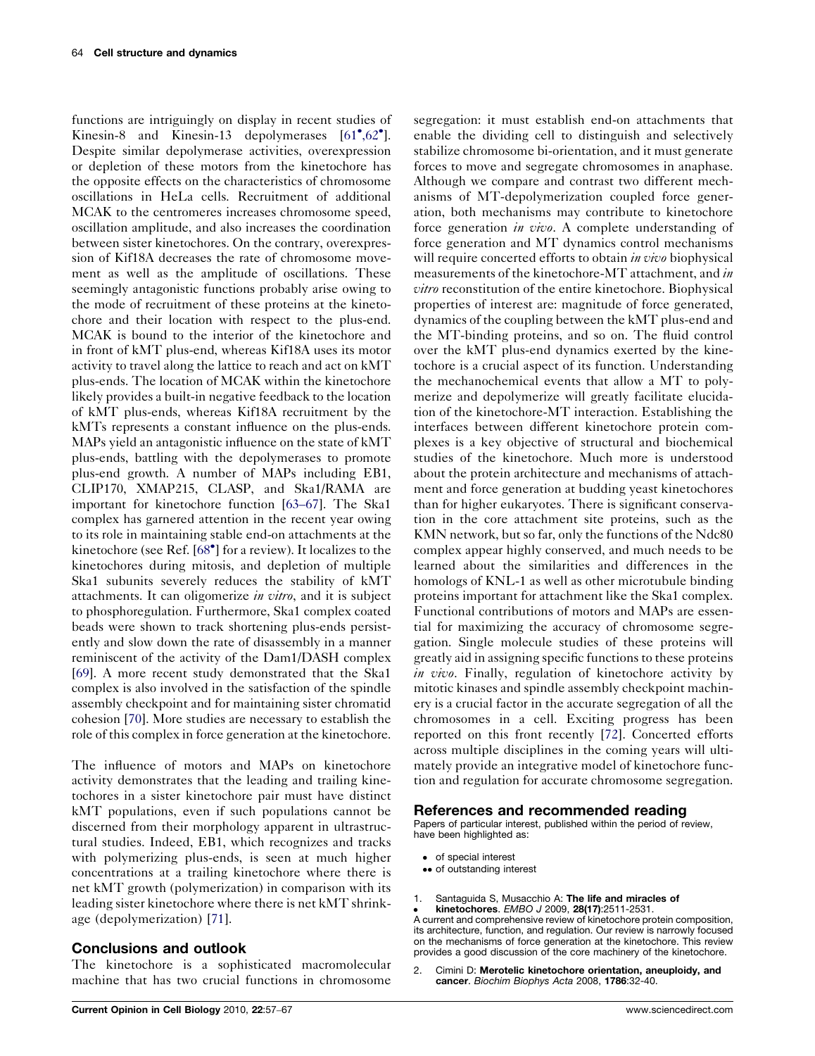functions are intriguingly on display in recent studies of Kinesin-8 and Kinesin-13 depolymerases [61•,62•]. Despite similar depolymerase activities, overexpression or depletion of these motors from the kinetochore has the opposite effects on the characteristics of chromosome oscillations in HeLa cells. Recruitment of additional MCAK to the centromeres increases chromosome speed, oscillation amplitude, and also increases the coordination between sister kinetochores. On the contrary, overexpression of Kif18A decreases the rate of chromosome movement as well as the amplitude of oscillations. These seemingly antagonistic functions probably arise owing to the mode of recruitment of these proteins at the kinetochore and their location with respect to the plus-end. MCAK is bound to the interior of the kinetochore and in front of kMT plus-end, whereas Kif18A uses its motor activity to travel along the lattice to reach and act on kMT plus-ends. The location of MCAK within the kinetochore likely provides a built-in negative feedback to the location of kMT plus-ends, whereas Kif18A recruitment by the kMTs represents a constant influence on the plus-ends. MAPs yield an antagonistic influence on the state of kMT plus-ends, battling with the depolymerases to promote plus-end growth. A number of MAPs including EB1, CLIP170, XMAP215, CLASP, and Ska1/RAMA are important for kinetochore function [63–67]. The Ska1 complex has garnered attention in the recent year owing to its role in maintaining stable end-on attachments at the kinetochore (see Ref. [68•] for a review). It localizes to the kinetochores during mitosis, and depletion of multiple Ska1 subunits severely reduces the stability of kMT attachments. It can oligomerize *in vitro*, and it is subject to phosphoregulation. Furthermore, Ska1 complex coated beads were shown to track shortening plus-ends persistently and slow down the rate of disassembly in a manner reminiscent of the activity of the Dam1/DASH complex [69]. A more recent study demonstrated that the Ska1 complex is also involved in the satisfaction of the spindle assembly checkpoint and for maintaining sister chromatid cohesion [70]. More studies are necessary to establish the role of this complex in force generation at the kinetochore.

The influence of motors and MAPs on kinetochore activity demonstrates that the leading and trailing kinetochores in a sister kinetochore pair must have distinct kMT populations, even if such populations cannot be discerned from their morphology apparent in ultrastructural studies. Indeed, EB1, which recognizes and tracks with polymerizing plus-ends, is seen at much higher concentrations at a trailing kinetochore where there is net kMT growth (polymerization) in comparison with its leading sister kinetochore where there is net kMT shrinkage (depolymerization) [71].

## Conclusions and outlook

The kinetochore is a sophisticated macromolecular machine that has two crucial functions in chromosome segregation: it must establish end-on attachments that enable the dividing cell to distinguish and selectively stabilize chromosome bi-orientation, and it must generate forces to move and segregate chromosomes in anaphase. Although we compare and contrast two different mechanisms of MT-depolymerization coupled force generation, both mechanisms may contribute to kinetochore force generation *in vivo*. A complete understanding of force generation and MT dynamics control mechanisms will require concerted efforts to obtain *in vivo* biophysical measurements of the kinetochore-MT attachment, and *in vitro* reconstitution of the entire kinetochore. Biophysical properties of interest are: magnitude of force generated, dynamics of the coupling between the kMT plus-end and the MT-binding proteins, and so on. The fluid control over the kMT plus-end dynamics exerted by the kinetochore is a crucial aspect of its function. Understanding the mechanochemical events that allow a MT to polymerize and depolymerize will greatly facilitate elucidation of the kinetochore-MT interaction. Establishing the interfaces between different kinetochore protein complexes is a key objective of structural and biochemical studies of the kinetochore. Much more is understood about the protein architecture and mechanisms of attachment and force generation at budding yeast kinetochores than for higher eukaryotes. There is significant conservation in the core attachment site proteins, such as the KMN network, but so far, only the functions of the Ndc80 complex appear highly conserved, and much needs to be learned about the similarities and differences in the homologs of KNL-1 as well as other microtubule binding proteins important for attachment like the Ska1 complex. Functional contributions of motors and MAPs are essential for maximizing the accuracy of chromosome segregation. Single molecule studies of these proteins will greatly aid in assigning specific functions to these proteins *in vivo*. Finally, regulation of kinetochore activity by mitotic kinases and spindle assembly checkpoint machinery is a crucial factor in the accurate segregation of all the chromosomes in a cell. Exciting progress has been reported on this front recently [72]. Concerted efforts across multiple disciplines in the coming years will ultimately provide an integrative model of kinetochore function and regulation for accurate chromosome segregation.

## References and recommended reading

Papers of particular interest, published within the period of review, have been highlighted as:

- • of special interest
- •• of outstanding interest

1. • Santaguida S, Musacchio A: **The life and miracles of kinetochores**. *EMBO J* 2009, **28(17)**:2511-2531.
A current and comprehensive review of kinetochore protein composition, its architecture, function, and regulation. Our review is narrowly focused on the mechanisms of force generation at the kinetochore. This review provides a good discussion of the core machinery of the kinetochore.

2. Cimini D: **Merotelic kinetochore orientation, aneuploidy, and cancer**. *Biochim Biophys Acta* 2008, **1786**:32-40.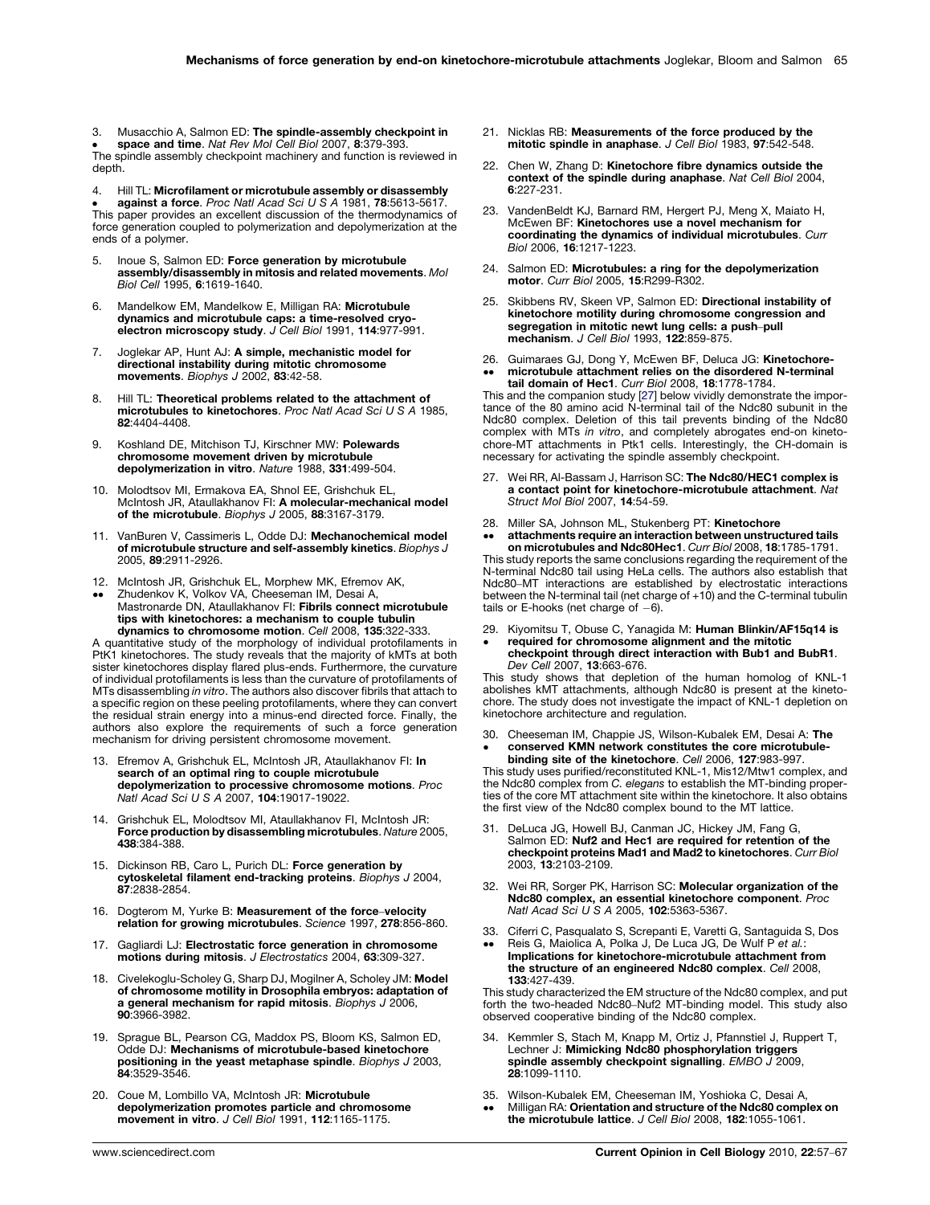3. Musacchio A, Salmon ED: **The spindle-assembly checkpoint in** • **space and time**. *Nat Rev Mol Cell Biol* 2007, **8**:379-393.
The spindle assembly checkpoint machinery and function is reviewed in depth.

4. Hill TL: **Microfilament or microtubule assembly or disassembly** • **against a force**. *Proc Natl Acad Sci U S A* 1981, **78**:5613-5617.
This paper provides an excellent discussion of the thermodynamics of force generation coupled to polymerization and depolymerization at the ends of a polymer.

5. Inoue S, Salmon ED: **Force generation by microtubule assembly/disassembly in mitosis and related movements**. *Mol Biol Cell* 1995, **6**:1619-1640.

6. Mandelkow EM, Mandelkow E, Milligan RA: **Microtubule dynamics and microtubule caps: a time-resolved cryo-electron microscopy study**. *J Cell Biol* 1991, **114**:977-991.

7. Joglekar AP, Hunt AJ: **A simple, mechanistic model for directional instability during mitotic chromosome movements**. *Biophys J* 2002, **83**:42-58.

8. Hill TL: **Theoretical problems related to the attachment of microtubules to kinetochores**. *Proc Natl Acad Sci U S A* 1985, **82**:4404-4408.

9. Koshland DE, Mitchison TJ, Kirschner MW: **Polewards chromosome movement driven by microtubule depolymerization in vitro**. *Nature* 1988, **331**:499-504.

10. Molodtsov MI, Ermakova EA, Shnol EE, Grishchuk EL, McIntosh JR, Ataullakhanov FI: **A molecular-mechanical model of the microtubule**. *Biophys J* 2005, **88**:3167-3179.

11. VanBuren V, Cassimeris L, Odde DJ: **Mechanochemical model of microtubule structure and self-assembly kinetics**. *Biophys J* 2005, **89**:2911-2926.

12. McIntosh JR, Grishchuk EL, Morphew MK, Efremov AK, •• Zhudenkov K, Volkov VA, Cheeseman IM, Desai A, Mastronarde DN, Ataullakhanov FI: **Fibrils connect microtubule tips with kinetochores: a mechanism to couple tubulin dynamics to chromosome motion**. *Cell* 2008, **135**:322-333.
A quantitative study of the morphology of individual protofilaments in PtK1 kinetochores. The study reveals that the majority of kMTs at both sister kinetochores display flared plus-ends. Furthermore, the curvature of individual protofilaments is less than the curvature of protofilaments of MTs disassembling *in vitro*. The authors also discover fibrils that attach to a specific region on these peeling protofilaments, where they can convert the residual strain energy into a minus-end directed force. Finally, the authors also explore the requirements of such a force generation mechanism for driving persistent chromosome movement.

13. Efremov A, Grishchuk EL, McIntosh JR, Ataullakhanov FI: **In search of an optimal ring to couple microtubule depolymerization to processive chromosome motions**. *Proc Natl Acad Sci U S A* 2007, **104**:19017-19022.

14. Grishchuk EL, Molodtsov MI, Ataullakhanov FI, McIntosh JR: **Force production by disassembling microtubules**. *Nature* 2005, **438**:384-388.

15. Dickinson RB, Caro L, Purich DL: **Force generation by cytoskeletal filament end-tracking proteins**. *Biophys J* 2004, **87**:2838-2854.

16. Dogterom M, Yurke B: **Measurement of the force–velocity relation for growing microtubules**. *Science* 1997, **278**:856-860.

17. Gagliardi LJ: **Electrostatic force generation in chromosome motions during mitosis**. *J Electrostatics* 2004, **63**:309-327.

18. Civelekoglu-Scholey G, Sharp DJ, Mogilner A, Scholey JM: **Model of chromosome motility in Drosophila embryos: adaptation of a general mechanism for rapid mitosis**. *Biophys J* 2006, **90**:3966-3982.

19. Sprague BL, Pearson CG, Maddox PS, Bloom KS, Salmon ED, Odde DJ: **Mechanisms of microtubule-based kinetochore positioning in the yeast metaphase spindle**. *Biophys J* 2003, **84**:3529-3546.

20. Coue M, Lombillo VA, McIntosh JR: **Microtubule depolymerization promotes particle and chromosome movement in vitro**. *J Cell Biol* 1991, **112**:1165-1175.

21. Nicklas RB: **Measurements of the force produced by the mitotic spindle in anaphase**. *J Cell Biol* 1983, **97**:542-548.

22. Chen W, Zhang D: **Kinetochore fibre dynamics outside the context of the spindle during anaphase**. *Nat Cell Biol* 2004, **6**:227-231.

23. VandenBeldt KJ, Barnard RM, Hergert PJ, Meng X, Maiato H, McEwen BF: **Kinetochores use a novel mechanism for coordinating the dynamics of individual microtubules**. *Curr Biol* 2006, **16**:1217-1223.

24. Salmon ED: **Microtubules: a ring for the depolymerization motor**. *Curr Biol* 2005, **15**:R299-R302.

25. Skibbens RV, Skeen VP, Salmon ED: **Directional instability of kinetochore motility during chromosome congression and segregation in mitotic newt lung cells: a push–pull mechanism**. *J Cell Biol* 1993, **122**:859-875.

26. Guimaraes GJ, Dong Y, McEwen BF, Deluca JG: **Kinetochore-** •• **microtubule attachment relies on the disordered N-terminal tail domain of Hec1**. *Curr Biol* 2008, **18**:1778-1784.
This and the companion study [27] below vividly demonstrate the importance of the 80 amino acid N-terminal tail of the Ndc80 subunit in the Ndc80 complex. Deletion of this tail prevents binding of the Ndc80 complex with MTs *in vitro*, and completely abrogates end-on kinetochore-MT attachments in Ptk1 cells. Interestingly, the CH-domain is necessary for activating the spindle assembly checkpoint.

27. Wei RR, Al-Bassam J, Harrison SC: **The Ndc80/HEC1 complex is a contact point for kinetochore-microtubule attachment**. *Nat Struct Mol Biol* 2007, **14**:54-59.

28. Miller SA, Johnson ML, Stukenberg PT: **Kinetochore** •• **attachments require an interaction between unstructured tails on microtubules and Ndc80Hec1**. *Curr Biol* 2008, **18**:1785-1791.
This study reports the same conclusions regarding the requirement of the N-terminal Ndc80 tail using HeLa cells. The authors also establish that Ndc80–MT interactions are established by electrostatic interactions between the N-terminal tail (net charge of +10) and the C-terminal tubulin tails or E-hooks (net charge of −6).

29. Kiyomitsu T, Obuse C, Yanagida M: **Human Blinkin/AF15q14 is** • **required for chromosome alignment and the mitotic checkpoint through direct interaction with Bub1 and BubR1**. *Dev Cell* 2007, **13**:663-676.
This study shows that depletion of the human homolog of KNL-1 abolishes kMT attachments, although Ndc80 is present at the kinetochore. The study does not investigate the impact of KNL-1 depletion on kinetochore architecture and regulation.

30. Cheeseman IM, Chappie JS, Wilson-Kubalek EM, Desai A: **The** • **conserved KMN network constitutes the core microtubule-binding site of the kinetochore**. *Cell* 2006, **127**:983-997.
This study uses purified/reconstituted KNL-1, Mis12/Mtw1 complex, and the Ndc80 complex from *C. elegans* to establish the MT-binding properties of the core MT attachment site within the kinetochore. It also obtains the first view of the Ndc80 complex bound to the MT lattice.

31. DeLuca JG, Howell BJ, Canman JC, Hickey JM, Fang G, Salmon ED: **Nuf2 and Hec1 are required for retention of the checkpoint proteins Mad1 and Mad2 to kinetochores**. *Curr Biol* 2003, **13**:2103-2109.

32. Wei RR, Sorger PK, Harrison SC: **Molecular organization of the Ndc80 complex, an essential kinetochore component**. *Proc Natl Acad Sci U S A* 2005, **102**:5363-5367.

33. Ciferri C, Pasqualato S, Screpanti E, Varetti G, Santaguida S, Dos •• Reis G, Maiolica A, Polka J, De Luca JG, De Wulf P *et al.*: **Implications for kinetochore-microtubule attachment from the structure of an engineered Ndc80 complex**. *Cell* 2008, **133**:427-439.
This study characterized the EM structure of the Ndc80 complex, and put forth the two-headed Ndc80–Nuf2 MT-binding model. This study also observed cooperative binding of the Ndc80 complex.

34. Kemmler S, Stach M, Knapp M, Ortiz J, Pfannstiel J, Ruppert T, Lechner J: **Mimicking Ndc80 phosphorylation triggers spindle assembly checkpoint signalling**. *EMBO J* 2009, **28**:1099-1110.

35. Wilson-Kubalek EM, Cheeseman IM, Yoshioka C, Desai A, •• Milligan RA: **Orientation and structure of the Ndc80 complex on the microtubule lattice**. *J Cell Biol* 2008, **182**:1055-1061.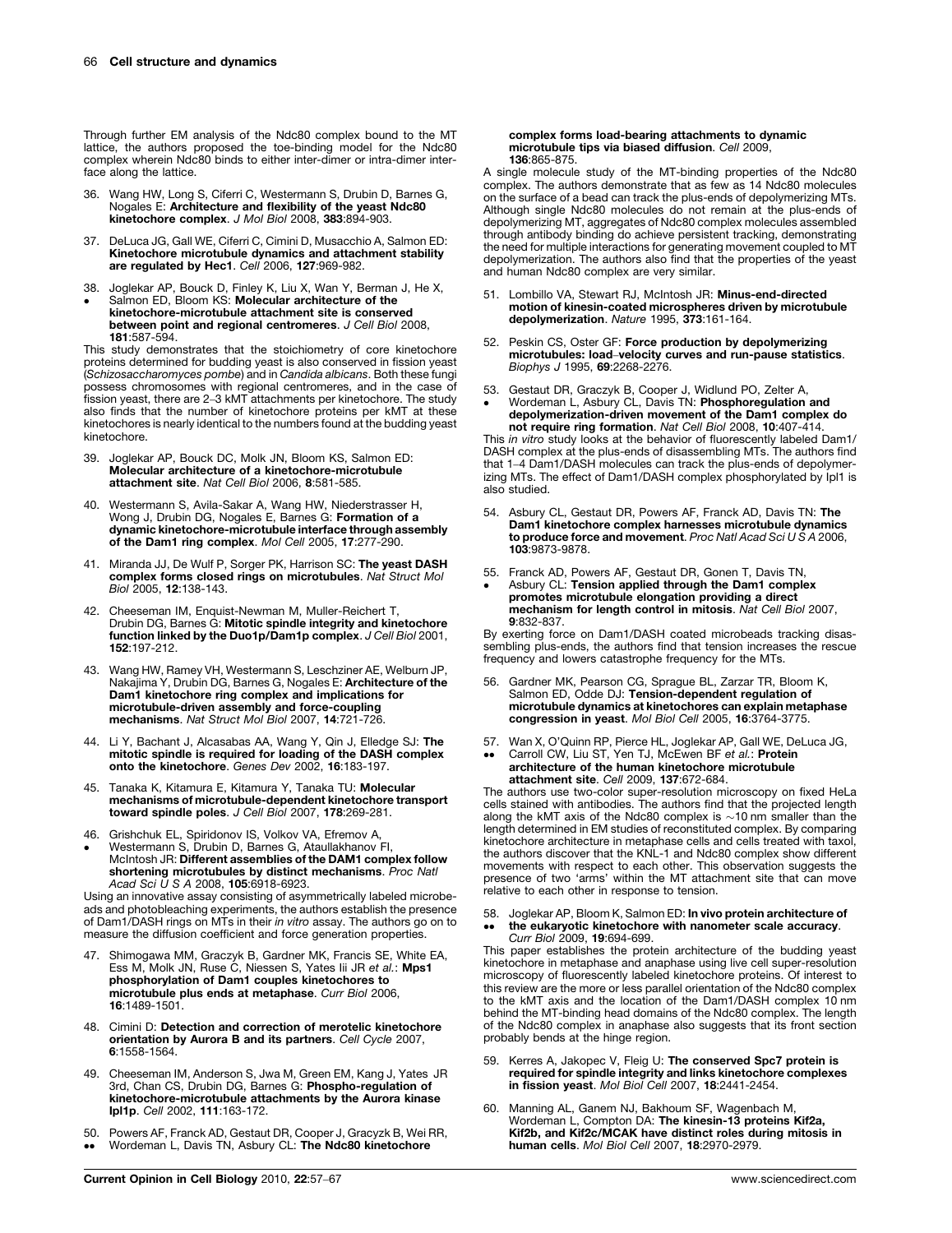Through further EM analysis of the Ndc80 complex bound to the MT lattice, the authors proposed the toe-binding model for the Ndc80 complex wherein Ndc80 binds to either inter-dimer or intra-dimer interface along the lattice.

36. Wang HW, Long S, Ciferri C, Westermann S, Drubin D, Barnes G, Nogales E: **Architecture and flexibility of the yeast Ndc80 kinetochore complex**. *J Mol Biol* 2008, **383**:894-903.

37. DeLuca JG, Gall WE, Ciferri C, Cimini D, Musacchio A, Salmon ED: **Kinetochore microtubule dynamics and attachment stability are regulated by Hec1**. *Cell* 2006, **127**:969-982.

38. • Joglekar AP, Bouck D, Finley K, Liu X, Wan Y, Berman J, He X, Salmon ED, Bloom KS: **Molecular architecture of the kinetochore-microtubule attachment site is conserved between point and regional centromeres**. *J Cell Biol* 2008, **181**:587-594.

This study demonstrates that the stoichiometry of core kinetochore proteins determined for budding yeast is also conserved in fission yeast (*Schizosaccharomyces pombe*) and in *Candida albicans*. Both these fungi possess chromosomes with regional centromeres, and in the case of fission yeast, there are 2–3 kMT attachments per kinetochore. The study also finds that the number of kinetochore proteins per kMT at these kinetochores is nearly identical to the numbers found at the budding yeast kinetochore.

39. Joglekar AP, Bouck DC, Molk JN, Bloom KS, Salmon ED: **Molecular architecture of a kinetochore-microtubule attachment site**. *Nat Cell Biol* 2006, **8**:581-585.

40. Westermann S, Avila-Sakar A, Wang HW, Niederstrasser H, Wong J, Drubin DG, Nogales E, Barnes G: **Formation of a dynamic kinetochore-microtubule interface through assembly of the Dam1 ring complex**. *Mol Cell* 2005, **17**:277-290.

41. Miranda JJ, De Wulf P, Sorger PK, Harrison SC: **The yeast DASH complex forms closed rings on microtubules**. *Nat Struct Mol Biol* 2005, **12**:138-143.

42. Cheeseman IM, Enquist-Newman M, Muller-Reichert T, Drubin DG, Barnes G: **Mitotic spindle integrity and kinetochore function linked by the Duo1p/Dam1p complex**. *J Cell Biol* 2001, **152**:197-212.

43. Wang HW, Ramey VH, Westermann S, Leschziner AE, Welburn JP, Nakajima Y, Drubin DG, Barnes G, Nogales E: **Architecture of the Dam1 kinetochore ring complex and implications for microtubule-driven assembly and force-coupling mechanisms**. *Nat Struct Mol Biol* 2007, **14**:721-726.

44. Li Y, Bachant J, Alcasabas AA, Wang Y, Qin J, Elledge SJ: **The mitotic spindle is required for loading of the DASH complex onto the kinetochore**. *Genes Dev* 2002, **16**:183-197.

45. Tanaka K, Kitamura E, Kitamura Y, Tanaka TU: **Molecular mechanisms of microtubule-dependent kinetochore transport toward spindle poles**. *J Cell Biol* 2007, **178**:269-281.

46. • Grishchuk EL, Spiridonov IS, Volkov VA, Efremov A, Westermann S, Drubin D, Barnes G, Ataullakhanov FI, McIntosh JR: **Different assemblies of the DAM1 complex follow shortening microtubules by distinct mechanisms**. *Proc Natl Acad Sci U S A* 2008, **105**:6918-6923.

Using an innovative assay consisting of asymmetrically labeled microbeads and photobleaching experiments, the authors establish the presence of Dam1/DASH rings on MTs in their *in vitro* assay. The authors go on to measure the diffusion coefficient and force generation properties.

47. Shimogawa MM, Graczyk B, Gardner MK, Francis SE, White EA, Ess M, Molk JN, Ruse C, Niessen S, Yates Iii JR *et al.*: **Mps1 phosphorylation of Dam1 couples kinetochores to microtubule plus ends at metaphase**. *Curr Biol* 2006, **16**:1489-1501.

48. Cimini D: **Detection and correction of merotelic kinetochore orientation by Aurora B and its partners**. *Cell Cycle* 2007, **6**:1558-1564.

49. Cheeseman IM, Anderson S, Jwa M, Green EM, Kang J, Yates JR 3rd, Chan CS, Drubin DG, Barnes G: **Phospho-regulation of kinetochore-microtubule attachments by the Aurora kinase Ipl1p**. *Cell* 2002, **111**:163-172.

50. •• Powers AF, Franck AD, Gestaut DR, Cooper J, Gracyzk B, Wei RR, Wordeman L, Davis TN, Asbury CL: **The Ndc80 kinetochore complex forms load-bearing attachments to dynamic microtubule tips via biased diffusion**. *Cell* 2009, **136**:865-875.

A single molecule study of the MT-binding properties of the Ndc80 complex. The authors demonstrate that as few as 14 Ndc80 molecules on the surface of a bead can track the plus-ends of depolymerizing MTs. Although single Ndc80 molecules do not remain at the plus-ends of depolymerizing MT, aggregates of Ndc80 complex molecules assembled through antibody binding do achieve persistent tracking, demonstrating the need for multiple interactions for generating movement coupled to MT depolymerization. The authors also find that the properties of the yeast and human Ndc80 complex are very similar.

51. Lombillo VA, Stewart RJ, McIntosh JR: **Minus-end-directed motion of kinesin-coated microspheres driven by microtubule depolymerization**. *Nature* 1995, **373**:161-164.

52. Peskin CS, Oster GF: **Force production by depolymerizing microtubules: load–velocity curves and run-pause statistics**. *Biophys J* 1995, **69**:2268-2276.

53. • Gestaut DR, Graczyk B, Cooper J, Widlund PO, Zelter A, Wordeman L, Asbury CL, Davis TN: **Phosphoregulation and depolymerization-driven movement of the Dam1 complex do not require ring formation**. *Nat Cell Biol* 2008, **10**:407-414.

This *in vitro* study looks at the behavior of fluorescently labeled Dam1/DASH complex at the plus-ends of disassembling MTs. The authors find that 1–4 Dam1/DASH molecules can track the plus-ends of depolymerizing MTs. The effect of Dam1/DASH complex phosphorylated by Ipl1 is also studied.

54. Asbury CL, Gestaut DR, Powers AF, Franck AD, Davis TN: **The Dam1 kinetochore complex harnesses microtubule dynamics to produce force and movement**. *Proc Natl Acad Sci U S A* 2006, **103**:9873-9878.

55. • Franck AD, Powers AF, Gestaut DR, Gonen T, Davis TN, Asbury CL: **Tension applied through the Dam1 complex promotes microtubule elongation providing a direct mechanism for length control in mitosis**. *Nat Cell Biol* 2007, **9**:832-837.

By exerting force on Dam1/DASH coated microbeads tracking disassembling plus-ends, the authors find that tension increases the rescue frequency and lowers catastrophe frequency for the MTs.

56. Gardner MK, Pearson CG, Sprague BL, Zarzar TR, Bloom K, Salmon ED, Odde DJ: **Tension-dependent regulation of microtubule dynamics at kinetochores can explain metaphase congression in yeast**. *Mol Biol Cell* 2005, **16**:3764-3775.

57. •• Wan X, O'Quinn RP, Pierce HL, Joglekar AP, Gall WE, DeLuca JG, Carroll CW, Liu ST, Yen TJ, McEwen BF *et al.*: **Protein architecture of the human kinetochore microtubule attachment site**. *Cell* 2009, **137**:672-684.

The authors use two-color super-resolution microscopy on fixed HeLa cells stained with antibodies. The authors find that the projected length along the kMT axis of the Ndc80 complex is ~10 nm smaller than the length determined in EM studies of reconstituted complex. By comparing kinetochore architecture in metaphase cells and cells treated with taxol, the authors discover that the KNL-1 and Ndc80 complex show different movements with respect to each other. This observation suggests the presence of two 'arms' within the MT attachment site that can move relative to each other in response to tension.

58. •• Joglekar AP, Bloom K, Salmon ED: **In vivo protein architecture of the eukaryotic kinetochore with nanometer scale accuracy**. *Curr Biol* 2009, **19**:694-699.

This paper establishes the protein architecture of the budding yeast kinetochore in metaphase and anaphase using live cell super-resolution microscopy of fluorescently labeled kinetochore proteins. Of interest to this review are the more or less parallel orientation of the Ndc80 complex to the kMT axis and the location of the Dam1/DASH complex 10 nm behind the MT-binding head domains of the Ndc80 complex. The length of the Ndc80 complex in anaphase also suggests that its front section probably bends at the hinge region.

59. Kerres A, Jakopec V, Fleig U: **The conserved Spc7 protein is required for spindle integrity and links kinetochore complexes in fission yeast**. *Mol Biol Cell* 2007, **18**:2441-2454.

60. Manning AL, Ganem NJ, Bakhoum SF, Wagenbach M, Wordeman L, Compton DA: **The kinesin-13 proteins Kif2a, Kif2b, and Kif2c/MCAK have distinct roles during mitosis in human cells**. *Mol Biol Cell* 2007, **18**:2970-2979.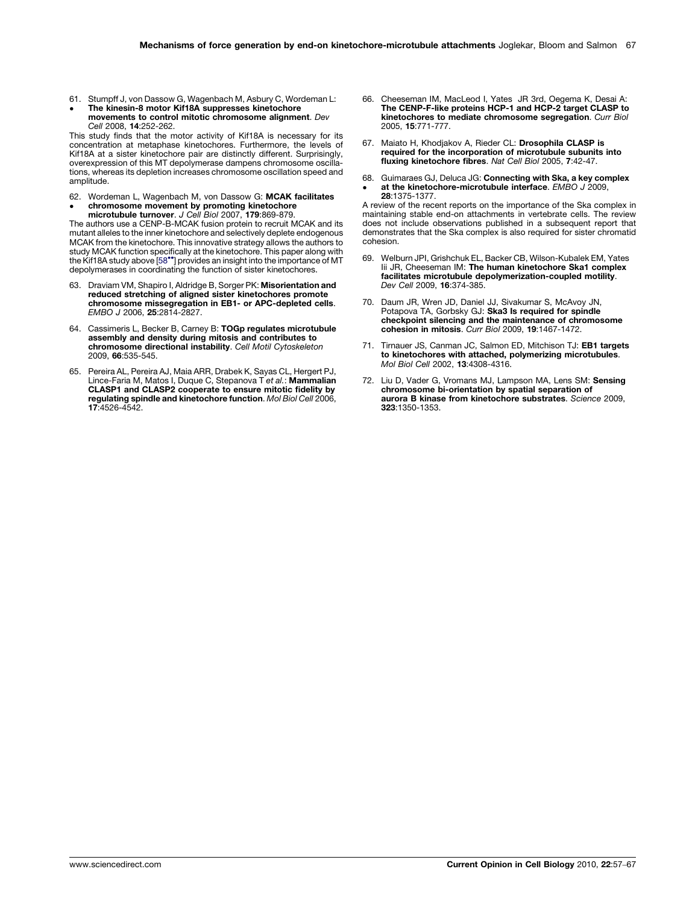61. Stumpff J, von Dassow G, Wagenbach M, Asbury C, Wordeman L:
• **The kinesin-8 motor Kif18A suppresses kinetochore movements to control mitotic chromosome alignment**. *Dev Cell* 2008, **14**:252-262.

This study finds that the motor activity of Kif18A is necessary for its concentration at metaphase kinetochores. Furthermore, the levels of Kif18A at a sister kinetochore pair are distinctly different. Surprisingly, overexpression of this MT depolymerase dampens chromosome oscillations, whereas its depletion increases chromosome oscillation speed and amplitude.

62. Wordeman L, Wagenbach M, von Dassow G: **MCAK facilitates**
• **chromosome movement by promoting kinetochore microtubule turnover**. *J Cell Biol* 2007, **179**:869-879.

The authors use a CENP-B-MCAK fusion protein to recruit MCAK and its mutant alleles to the inner kinetochore and selectively deplete endogenous MCAK from the kinetochore. This innovative strategy allows the authors to study MCAK function specifically at the kinetochore. This paper along with the Kif18A study above [58••] provides an insight into the importance of MT depolymerases in coordinating the function of sister kinetochores.

63. Draviam VM, Shapiro I, Aldridge B, Sorger PK: **Misorientation and reduced stretching of aligned sister kinetochores promote chromosome missegregation in EB1- or APC-depleted cells**. *EMBO J* 2006, **25**:2814-2827.

64. Cassimeris L, Becker B, Carney B: **TOGp regulates microtubule assembly and density during mitosis and contributes to chromosome directional instability**. *Cell Motil Cytoskeleton* 2009, **66**:535-545.

65. Pereira AL, Pereira AJ, Maia ARR, Drabek K, Sayas CL, Hergert PJ, Lince-Faria M, Matos I, Duque C, Stepanova T *et al.*: **Mammalian CLASP1 and CLASP2 cooperate to ensure mitotic fidelity by regulating spindle and kinetochore function**. *Mol Biol Cell* 2006, **17**:4526-4542.

66. Cheeseman IM, MacLeod I, Yates JR 3rd, Oegema K, Desai A: **The CENP-F-like proteins HCP-1 and HCP-2 target CLASP to kinetochores to mediate chromosome segregation**. *Curr Biol* 2005, **15**:771-777.

67. Maiato H, Khodjakov A, Rieder CL: **Drosophila CLASP is required for the incorporation of microtubule subunits into fluxing kinetochore fibres**. *Nat Cell Biol* 2005, **7**:42-47.

68. Guimaraes GJ, Deluca JG: **Connecting with Ska, a key complex**
• **at the kinetochore-microtubule interface**. *EMBO J* 2009, **28**:1375-1377.

A review of the recent reports on the importance of the Ska complex in maintaining stable end-on attachments in vertebrate cells. The review does not include observations published in a subsequent report that demonstrates that the Ska complex is also required for sister chromatid cohesion.

69. Welburn JPI, Grishchuk EL, Backer CB, Wilson-Kubalek EM, Yates Iii JR, Cheeseman IM: **The human kinetochore Ska1 complex facilitates microtubule depolymerization-coupled motility**. *Dev Cell* 2009, **16**:374-385.

70. Daum JR, Wren JD, Daniel JJ, Sivakumar S, McAvoy JN, Potapova TA, Gorbsky GJ: **Ska3 Is required for spindle checkpoint silencing and the maintenance of chromosome cohesion in mitosis**. *Curr Biol* 2009, **19**:1467-1472.

71. Tirnauer JS, Canman JC, Salmon ED, Mitchison TJ: **EB1 targets to kinetochores with attached, polymerizing microtubules**. *Mol Biol Cell* 2002, **13**:4308-4316.

72. Liu D, Vader G, Vromans MJ, Lampson MA, Lens SM: **Sensing chromosome bi-orientation by spatial separation of aurora B kinase from kinetochore substrates**. *Science* 2009, **323**:1350-1353.